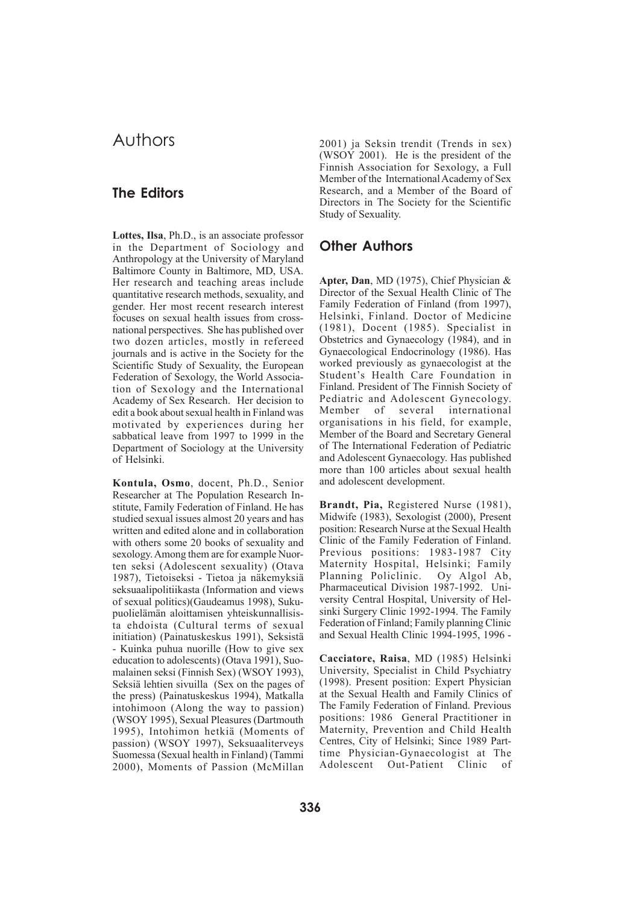# Authors

## The Editors

**Lottes, Ilsa**, Ph.D., is an associate professor in the Department of Sociology and Anthropology at the University of Maryland Baltimore County in Baltimore, MD, USA. Her research and teaching areas include quantitative research methods, sexuality, and gender. Her most recent research interest focuses on sexual health issues from cross-national perspectives. She has published over two dozen articles, mostly in refereed journals and is active in the Society for the Scientific Study of Sexuality, the European Federation of Sexology, the World Association of Sexology and the International Academy of Sex Research. Her decision to edit a book about sexual health in Finland was motivated by experiences during her sabbatical leave from 1997 to 1999 in the Department of Sociology at the University of Helsinki.

**Kontula, Osmo**, docent, Ph.D., Senior Researcher at The Population Research Institute, Family Federation of Finland. He has studied sexual issues almost 20 years and has written and edited alone and in collaboration with others some 20 books of sexuality and sexology. Among them are for example Nuorten seksi (Adolescent sexuality) (Otava 1987), Tietoiseksi - Tietoa ja näkemyksiä seksuaalipolitiikasta (Information and views of sexual politics)(Gaudeamus 1998), Sukupuolielämän aloittamisen yhteiskunnallisista ehdoista (Cultural terms of sexual initiation) (Painatuskeskus 1991), Seksistä - Kuinka puhua nuorille (How to give sex education to adolescents) (Otava 1991), Suomalainen seksi (Finnish Sex) (WSOY 1993), Seksiä lehtien sivuilla (Sex on the pages of the press) (Painatuskeskus 1994), Matkalla intohimoon (Along the way to passion) (WSOY 1995), Sexual Pleasures (Dartmouth 1995), Intohimon hetkiä (Moments of passion) (WSOY 1997), Seksuaaliterveys Suomessa (Sexual health in Finland) (Tammi 2000), Moments of Passion (McMillan 2001) ja Seksin trendit (Trends in sex) (WSOY 2001). He is the president of the Finnish Association for Sexology, a Full Member of the International Academy of Sex Research, and a Member of the Board of Directors in The Society for the Scientific Study of Sexuality.

## Other Authors

**Apter, Dan**, MD (1975), Chief Physician & Director of the Sexual Health Clinic of The Family Federation of Finland (from 1997), Helsinki, Finland. Doctor of Medicine (1981), Docent (1985). Specialist in Obstetrics and Gynaecology (1984), and in Gynaecological Endocrinology (1986). Has worked previously as gynaecologist at the Student's Health Care Foundation in Finland. President of The Finnish Society of Pediatric and Adolescent Gynecology. Member of several international organisations in his field, for example, Member of the Board and Secretary General of The International Federation of Pediatric and Adolescent Gynaecology. Has published more than 100 articles about sexual health and adolescent development.

**Brandt, Pia,** Registered Nurse (1981), Midwife (1983), Sexologist (2000), Present position: Research Nurse at the Sexual Health Clinic of the Family Federation of Finland. Previous positions: 1983-1987 City Maternity Hospital, Helsinki; Family Planning Policlinic. Oy Algol Ab, Pharmaceutical Division 1987-1992. University Central Hospital, University of Helsinki Surgery Clinic 1992-1994. The Family Federation of Finland; Family planning Clinic and Sexual Health Clinic 1994-1995, 1996 -

**Cacciatore, Raisa**, MD (1985) Helsinki University, Specialist in Child Psychiatry (1998). Present position: Expert Physician at the Sexual Health and Family Clinics of The Family Federation of Finland. Previous positions: 1986 General Practitioner in Maternity, Prevention and Child Health Centres, City of Helsinki; Since 1989 Part-time Physician-Gynaecologist at The Adolescent Out-Patient Clinic of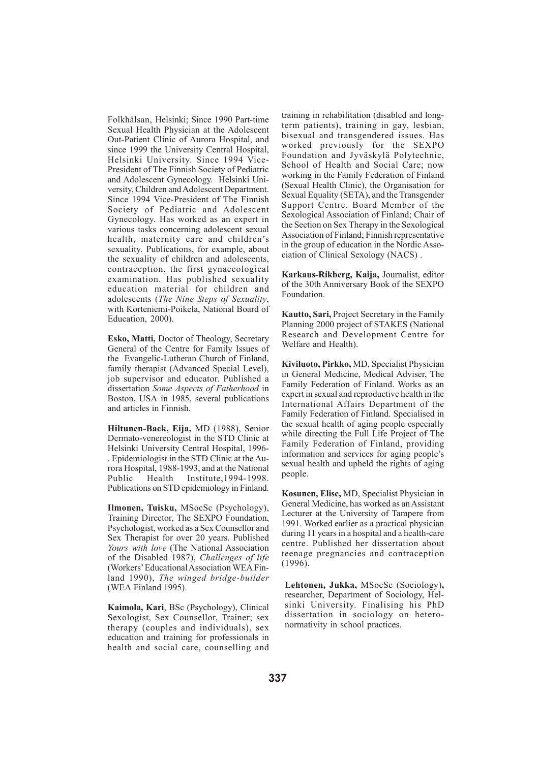Folkhälsan, Helsinki; Since 1990 Part-time Sexual Health Physician at the Adolescent Out-Patient Clinic of Aurora Hospital, and since 1999 the University Central Hospital, Helsinki University. Since 1994 Vice-President of The Finnish Society of Pediatric and Adolescent Gynecology. Helsinki University, Children and Adolescent Department. Since 1994 Vice-President of The Finnish Society of Pediatric and Adolescent Gynecology. Has worked as an expert in various tasks concerning adolescent sexual health, maternity care and children's sexuality. Publications, for example, about the sexuality of children and adolescents, contraception, the first gynaecological examination. Has published sexuality education material for children and adolescents (*The Nine Steps of Sexuality*, with Korteniemi-Poikela, National Board of Education, 2000).

**Esko, Matti,** Doctor of Theology, Secretary General of the Centre for Family Issues of the Evangelic-Lutheran Church of Finland, family therapist (Advanced Special Level), job supervisor and educator. Published a dissertation *Some Aspects of Fatherhood* in Boston, USA in 1985, several publications and articles in Finnish.

**Hiltunen-Back, Eija,** MD (1988), Senior Dermato-venereologist in the STD Clinic at Helsinki University Central Hospital, 1996- . Epidemiologist in the STD Clinic at the Aurora Hospital, 1988-1993, and at the National Public Health Institute,1994-1998. Publications on STD epidemiology in Finland.

**Ilmonen, Tuisku,** MSocSc (Psychology), Training Director, The SEXPO Foundation, Psychologist, worked as a Sex Counsellor and Sex Therapist for over 20 years. Published *Yours with love* (The National Association of the Disabled 1987), *Challenges of life* (Workers' Educational Association WEA Finland 1990), *The winged bridge-builder* (WEA Finland 1995).

**Kaimola, Kari**, BSc (Psychology), Clinical Sexologist, Sex Counsellor, Trainer; sex therapy (couples and individuals), sex education and training for professionals in health and social care, counselling and training in rehabilitation (disabled and long-term patients), training in gay, lesbian, bisexual and transgendered issues. Has worked previously for the SEXPO Foundation and Jyväskylä Polytechnic, School of Health and Social Care; now working in the Family Federation of Finland (Sexual Health Clinic), the Organisation for Sexual Equality (SETA), and the Transgender Support Centre. Board Member of the Sexological Association of Finland; Chair of the Section on Sex Therapy in the Sexological Association of Finland; Finnish representative in the group of education in the Nordic Association of Clinical Sexology (NACS) .

**Karkaus-Rikberg, Kaija,** Journalist, editor of the 30th Anniversary Book of the SEXPO Foundation.

**Kautto, Sari,** Project Secretary in the Family Planning 2000 project of STAKES (National Research and Development Centre for Welfare and Health).

**Kiviluoto, Pirkko,** MD, Specialist Physician in General Medicine, Medical Adviser, The Family Federation of Finland. Works as an expert in sexual and reproductive health in the International Affairs Department of the Family Federation of Finland. Specialised in the sexual health of aging people especially while directing the Full Life Project of The Family Federation of Finland, providing information and services for aging people's sexual health and upheld the rights of aging people.

**Kosunen, Elise,** MD, Specialist Physician in General Medicine, has worked as an Assistant Lecturer at the University of Tampere from 1991. Worked earlier as a practical physician during 11 years in a hospital and a health-care centre. Published her dissertation about teenage pregnancies and contraception (1996).

**Lehtonen, Jukka,** MSocSc (Sociology)**,** researcher, Department of Sociology, Helsinki University. Finalising his PhD dissertation in sociology on hetero-normativity in school practices.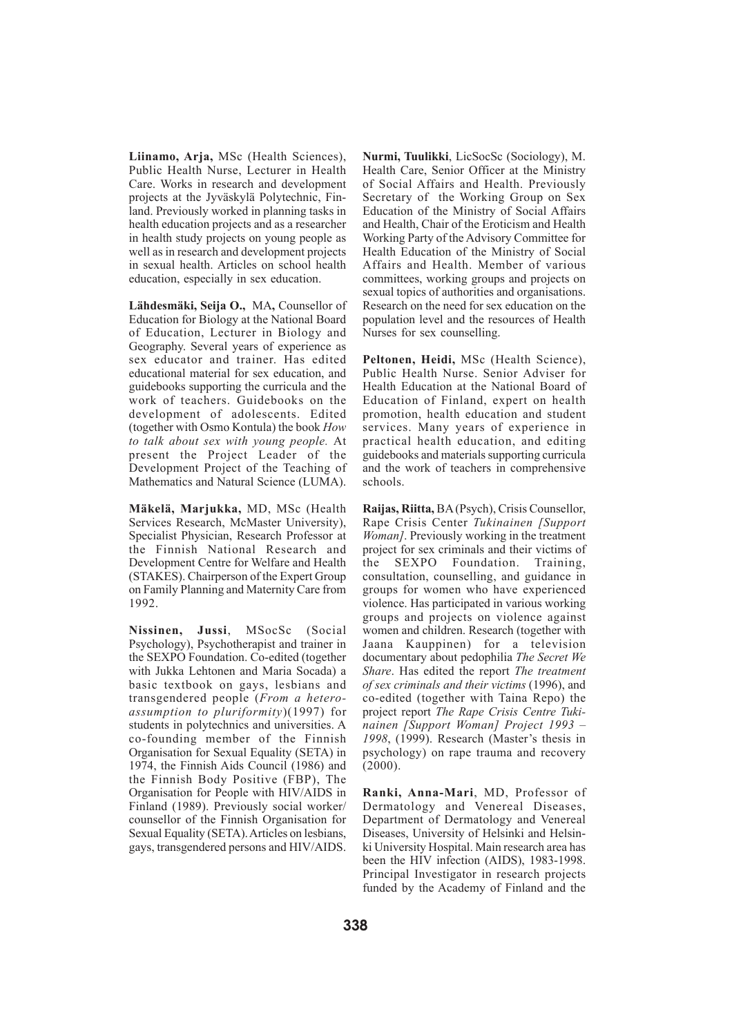**Liinamo, Arja,** MSc (Health Sciences), Public Health Nurse, Lecturer in Health Care. Works in research and development projects at the Jyväskylä Polytechnic, Finland. Previously worked in planning tasks in health education projects and as a researcher in health study projects on young people as well as in research and development projects in sexual health. Articles on school health education, especially in sex education.

**Lähdesmäki, Seija O.,** MA**,** Counsellor of Education for Biology at the National Board of Education, Lecturer in Biology and Geography. Several years of experience as sex educator and trainer. Has edited educational material for sex education, and guidebooks supporting the curricula and the work of teachers. Guidebooks on the development of adolescents. Edited (together with Osmo Kontula) the book *How to talk about sex with young people.* At present the Project Leader of the Development Project of the Teaching of Mathematics and Natural Science (LUMA).

**Mäkelä, Marjukka,** MD, MSc (Health Services Research, McMaster University), Specialist Physician, Research Professor at the Finnish National Research and Development Centre for Welfare and Health (STAKES). Chairperson of the Expert Group on Family Planning and Maternity Care from 1992.

**Nissinen, Jussi**, MSocSc (Social Psychology), Psychotherapist and trainer in the SEXPO Foundation. Co-edited (together with Jukka Lehtonen and Maria Socada) a basic textbook on gays, lesbians and transgendered people (*From a hetero-assumption to pluriformity*)(1997) for students in polytechnics and universities. A co-founding member of the Finnish Organisation for Sexual Equality (SETA) in 1974, the Finnish Aids Council (1986) and the Finnish Body Positive (FBP), The Organisation for People with HIV/AIDS in Finland (1989). Previously social worker/ counsellor of the Finnish Organisation for Sexual Equality (SETA). Articles on lesbians, gays, transgendered persons and HIV/AIDS.

**Nurmi, Tuulikki**, LicSocSc (Sociology), M. Health Care, Senior Officer at the Ministry of Social Affairs and Health. Previously Secretary of the Working Group on Sex Education of the Ministry of Social Affairs and Health, Chair of the Eroticism and Health Working Party of the Advisory Committee for Health Education of the Ministry of Social Affairs and Health. Member of various committees, working groups and projects on sexual topics of authorities and organisations. Research on the need for sex education on the population level and the resources of Health Nurses for sex counselling.

**Peltonen, Heidi,** MSc (Health Science), Public Health Nurse. Senior Adviser for Health Education at the National Board of Education of Finland, expert on health promotion, health education and student services. Many years of experience in practical health education, and editing guidebooks and materials supporting curricula and the work of teachers in comprehensive schools.

**Raijas, Riitta,** BA (Psych), Crisis Counsellor, Rape Crisis Center *Tukinainen [Support Woman]*. Previously working in the treatment project for sex criminals and their victims of the SEXPO Foundation. Training, consultation, counselling, and guidance in groups for women who have experienced violence. Has participated in various working groups and projects on violence against women and children. Research (together with Jaana Kauppinen) for a television documentary about pedophilia *The Secret We Share*. Has edited the report *The treatment of sex criminals and their victims* (1996), and co-edited (together with Taina Repo) the project report *The Rape Crisis Centre Tukinainen [Support Woman] Project 1993 – 1998*, (1999). Research (Master's thesis in psychology) on rape trauma and recovery (2000).

**Ranki, Anna-Mari**, MD, Professor of Dermatology and Venereal Diseases, Department of Dermatology and Venereal Diseases, University of Helsinki and Helsinki University Hospital. Main research area has been the HIV infection (AIDS), 1983-1998. Principal Investigator in research projects funded by the Academy of Finland and the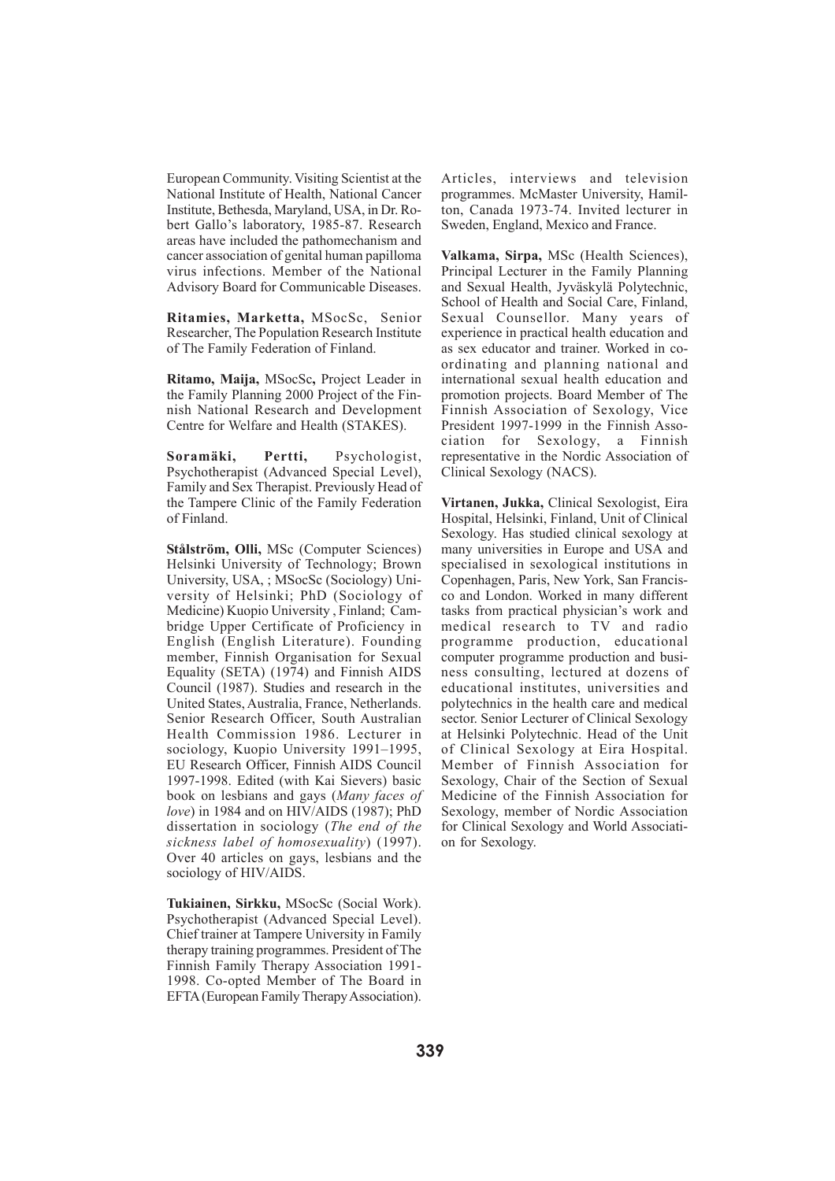European Community. Visiting Scientist at the National Institute of Health, National Cancer Institute, Bethesda, Maryland, USA, in Dr. Robert Gallo's laboratory, 1985-87. Research areas have included the pathomechanism and cancer association of genital human papilloma virus infections. Member of the National Advisory Board for Communicable Diseases.

**Ritamies, Marketta,** MSocSc, Senior Researcher, The Population Research Institute of The Family Federation of Finland.

**Ritamo, Maija,** MSocSc, Project Leader in the Family Planning 2000 Project of the Finnish National Research and Development Centre for Welfare and Health (STAKES).

**Soramäki, Pertti,** Psychologist, Psychotherapist (Advanced Special Level), Family and Sex Therapist. Previously Head of the Tampere Clinic of the Family Federation of Finland.

**Stålström, Olli,** MSc (Computer Sciences) Helsinki University of Technology; Brown University, USA, ; MSocSc (Sociology) University of Helsinki; PhD (Sociology of Medicine) Kuopio University , Finland; Cambridge Upper Certificate of Proficiency in English (English Literature). Founding member, Finnish Organisation for Sexual Equality (SETA) (1974) and Finnish AIDS Council (1987). Studies and research in the United States, Australia, France, Netherlands. Senior Research Officer, South Australian Health Commission 1986. Lecturer in sociology, Kuopio University 1991–1995, EU Research Officer, Finnish AIDS Council 1997-1998. Edited (with Kai Sievers) basic book on lesbians and gays (*Many faces of love*) in 1984 and on HIV/AIDS (1987); PhD dissertation in sociology (*The end of the sickness label of homosexuality*) (1997). Over 40 articles on gays, lesbians and the sociology of HIV/AIDS.

**Tukiainen, Sirkku,** MSocSc (Social Work). Psychotherapist (Advanced Special Level). Chief trainer at Tampere University in Family therapy training programmes. President of The Finnish Family Therapy Association 1991-1998. Co-opted Member of The Board in EFTA (European Family Therapy Association). Articles, interviews and television programmes. McMaster University, Hamilton, Canada 1973-74. Invited lecturer in Sweden, England, Mexico and France.

**Valkama, Sirpa,** MSc (Health Sciences), Principal Lecturer in the Family Planning and Sexual Health, Jyväskylä Polytechnic, School of Health and Social Care, Finland, Sexual Counsellor. Many years of experience in practical health education and as sex educator and trainer. Worked in co-ordinating and planning national and international sexual health education and promotion projects. Board Member of The Finnish Association of Sexology, Vice President 1997-1999 in the Finnish Association for Sexology, a Finnish representative in the Nordic Association of Clinical Sexology (NACS).

**Virtanen, Jukka,** Clinical Sexologist, Eira Hospital, Helsinki, Finland, Unit of Clinical Sexology. Has studied clinical sexology at many universities in Europe and USA and specialised in sexological institutions in Copenhagen, Paris, New York, San Francisco and London. Worked in many different tasks from practical physician's work and medical research to TV and radio programme production, educational computer programme production and business consulting, lectured at dozens of educational institutes, universities and polytechnics in the health care and medical sector. Senior Lecturer of Clinical Sexology at Helsinki Polytechnic. Head of the Unit of Clinical Sexology at Eira Hospital. Member of Finnish Association for Sexology, Chair of the Section of Sexual Medicine of the Finnish Association for Sexology, member of Nordic Association for Clinical Sexology and World Association for Sexology.